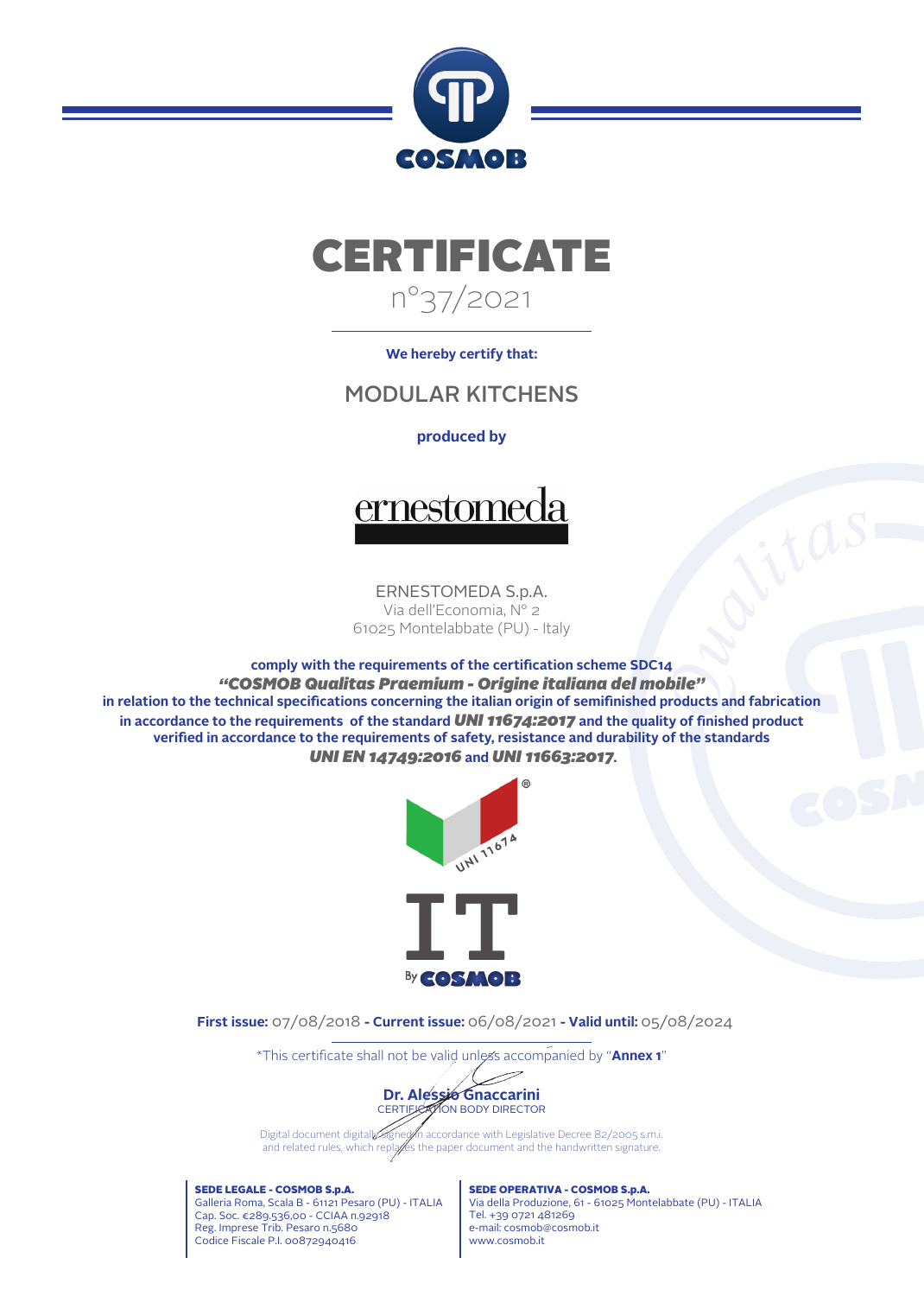COSMOB

# CERTIFICATE

n°37/2021

**We hereby certify that:**

## MODULAR KITCHENS

**produced by**

ernestomeda

ERNESTOMEDA S.p.A.
Via dell'Economia, N° 2
61025 Montelabbate (PU) - Italy

**comply with the requirements of the certification scheme SDC14**
***"COSMOB Qualitas Praemium - Origine italiana del mobile"***
**in relation to the technical specifications concerning the italian origin of semifinished products and fabrication in accordance to the requirements of the standard *UNI 11674:2017* and the quality of finished product verified in accordance to the requirements of safety, resistance and durability of the standards *UNI EN 14749:2016* and *UNI 11663:2017*.**

UNI 11674

IT By COSMOB

**First issue:** 07/08/2018 **- Current issue:** 06/08/2021 **- Valid until:** 05/08/2024

*This certificate shall not be valid unless accompanied by "**Annex 1**"

**Dr. Alessio Gnaccarini**
CERTIFICATION BODY DIRECTOR

Digital document digitally signed in accordance with Legislative Decree 82/2005 s.m.i. and related rules, which replaces the paper document and the handwritten signature.

**SEDE LEGALE - COSMOB S.p.A.**
Galleria Roma, Scala B - 61121 Pesaro (PU) - ITALIA
Cap. Soc. €289.536,00 - CCIAA n.92918
Reg. Imprese Trib. Pesaro n.5680
Codice Fiscale P.I. 00872940416

**SEDE OPERATIVA - COSMOB S.p.A.**
Via della Produzione, 61 - 61025 Montelabbate (PU) - ITALIA
Tel. +39 0721 481269
e-mail: cosmob@cosmob.it
www.cosmob.it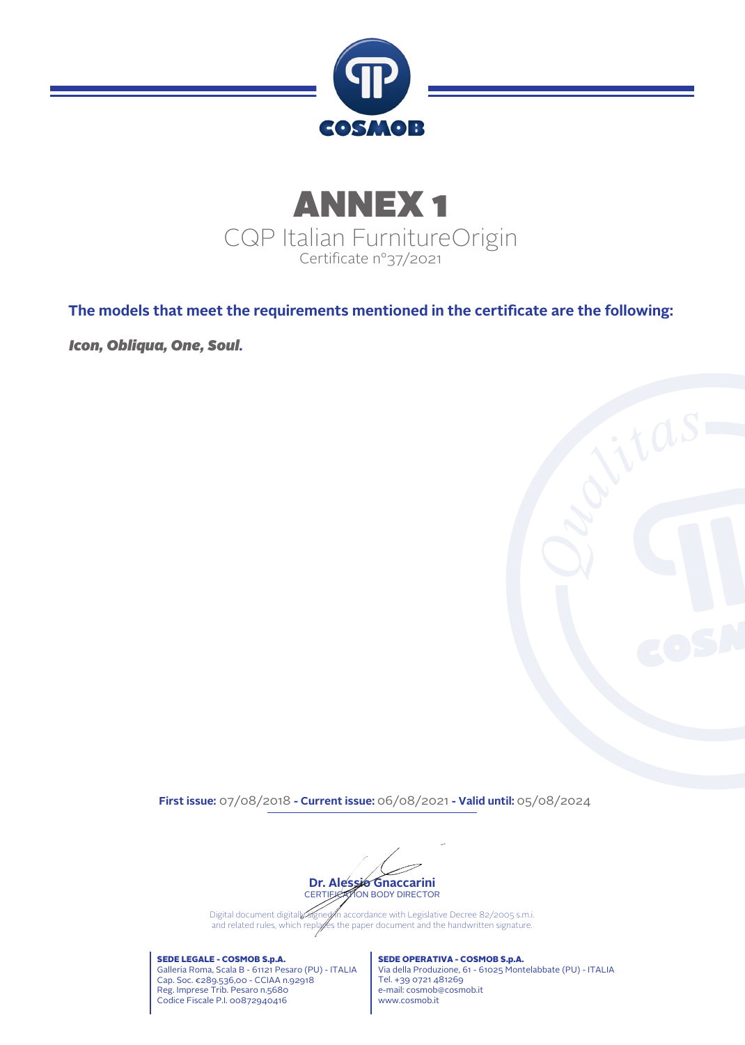COSMOB

# ANNEX 1

## CQP Italian FurnitureOrigin

Certificate n°37/2021

**The models that meet the requirements mentioned in the certificate are the following:**

***Icon, Obliqua, One, Soul*.**

**First issue:** 07/08/2018 **- Current issue:** 06/08/2021 **- Valid until:** 05/08/2024

**Dr. Alessio Gnaccarini**
CERTIFICATION BODY DIRECTOR

Digital document digitally signed in accordance with Legislative Decree 82/2005 s.m.i. and related rules, which replaces the paper document and the handwritten signature.

**SEDE LEGALE - COSMOB S.p.A.**
Galleria Roma, Scala B - 61121 Pesaro (PU) - ITALIA
Cap. Soc. €289.536,00 - CCIAA n.92918
Reg. Imprese Trib. Pesaro n.5680
Codice Fiscale P.I. 00872940416

**SEDE OPERATIVA - COSMOB S.p.A.**
Via della Produzione, 61 - 61025 Montelabbate (PU) - ITALIA
Tel. +39 0721 481269
e-mail: cosmob@cosmob.it
www.cosmob.it